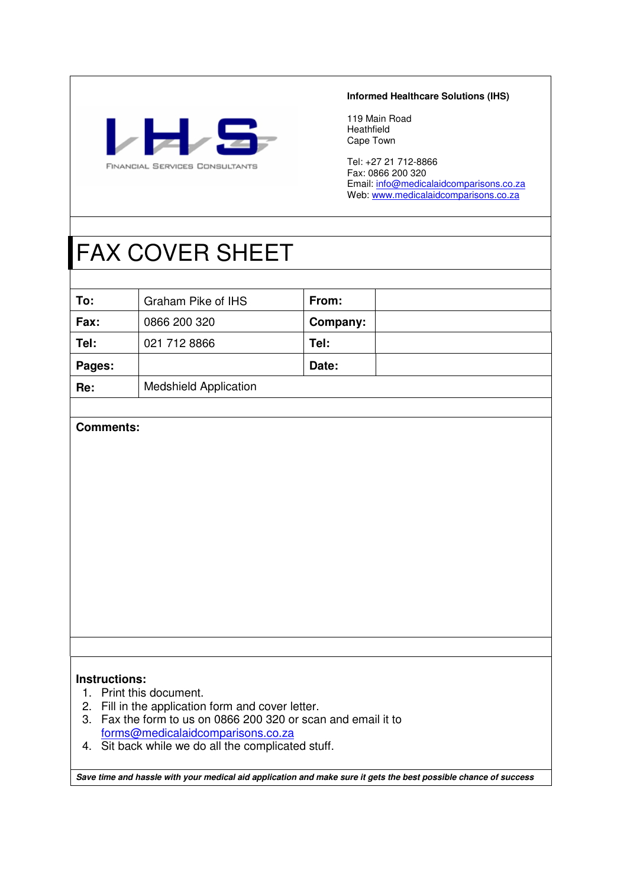IHS
FINANCIAL SERVICES CONSULTANTS

**Informed Healthcare Solutions (IHS)**

119 Main Road
Heathfield
Cape Town

Tel: +27 21 712-8866
Fax: 0866 200 320
Email: info@medicalaidcomparisons.co.za
Web: www.medicalaidcomparisons.co.za

# FAX COVER SHEET

| | | | |
|---|---|---|---|
| **To:** | Graham Pike of IHS | **From:** | |
| **Fax:** | 0866 200 320 | **Company:** | |
| **Tel:** | 021 712 8866 | **Tel:** | |
| **Pages:** | | **Date:** | |
| **Re:** | Medshield Application | | |

**Comments:**

**Instructions:**

1. Print this document.
2. Fill in the application form and cover letter.
3. Fax the form to us on 0866 200 320 or scan and email it to forms@medicalaidcomparisons.co.za
4. Sit back while we do all the complicated stuff.

***Save time and hassle with your medical aid application and make sure it gets the best possible chance of success***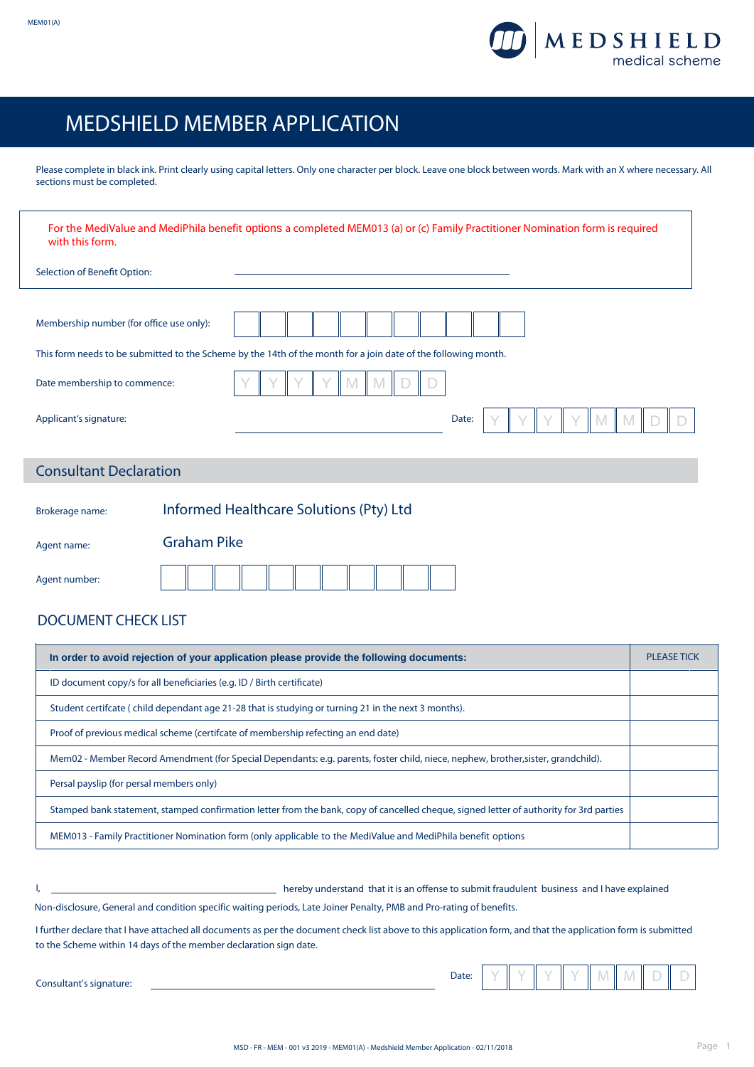MEM01(A)

# MEDSHIELD MEMBER APPLICATION

Please complete in black ink. Print clearly using capital letters. Only one character per block. Leave one block between words. Mark with an X where necessary. All sections must be completed.

For the MediValue and MediPhila benefit options a completed MEM013 (a) or (c) Family Practitioner Nomination form is required with this form.

Selection of Benefit Option: ______________________________

Membership number (for office use only): | | | | | | | | | | | |

This form needs to be submitted to the Scheme by the 14th of the month for a join date of the following month.

Date membership to commence: Y Y Y Y M M D D

Applicant's signature: ______________________________ Date: Y Y Y Y M M D D

## Consultant Declaration

Brokerage name: Informed Healthcare Solutions (Pty) Ltd

Agent name: Graham Pike

Agent number: | | | | | | | | | | | |

## DOCUMENT CHECK LIST

| **In order to avoid rejection of your application please provide the following documents:** | PLEASE TICK |
|---|---|
| ID document copy/s for all beneficiaries (e.g. ID / Birth certificate) | |
| Student certifcate ( child dependant age 21-28 that is studying or turning 21 in the next 3 months). | |
| Proof of previous medical scheme (certifcate of membership refecting an end date) | |
| Mem02 - Member Record Amendment (for Special Dependants: e.g. parents, foster child, niece, nephew, brother,sister, grandchild). | |
| Persal payslip (for persal members only) | |
| Stamped bank statement, stamped confirmation letter from the bank, copy of cancelled cheque, signed letter of authority for 3rd parties | |
| MEM013 - Family Practitioner Nomination form (only applicable to the MediValue and MediPhila benefit options | |

I, ______________________________ hereby understand that it is an offense to submit fraudulent business and I have explained Non-disclosure, General and condition specific waiting periods, Late Joiner Penalty, PMB and Pro-rating of benefits.

I further declare that I have attached all documents as per the document check list above to this application form, and that the application form is submitted to the Scheme within 14 days of the member declaration sign date.

Consultant's signature: ______________________________ Date: Y Y Y Y M M D D

MSD - FR - MEM - 001 v3 2019 - MEM01(A) - Medshield Member Application - 02/11/2018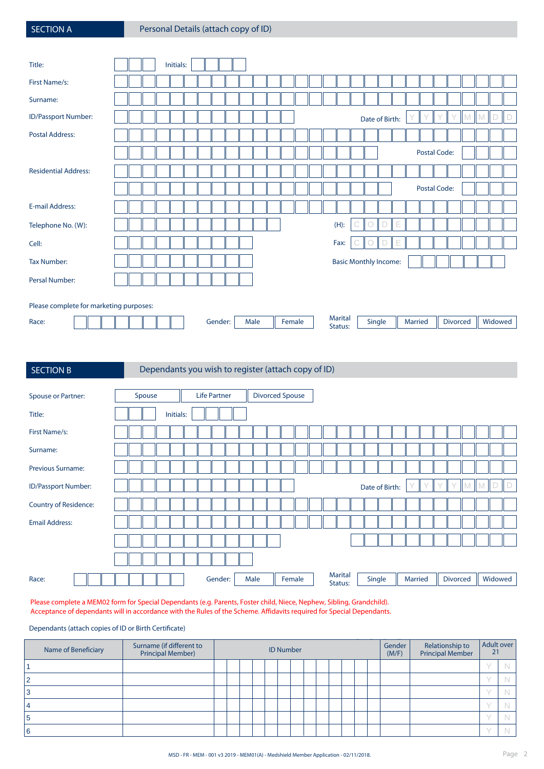## SECTION A — Personal Details (attach copy of ID)

Title: Initials:

First Name/s:

Surname:

ID/Passport Number: Date of Birth: Y Y Y Y M M D D

Postal Address:

Postal Code:

Residential Address:

Postal Code:

E-mail Address:

Telephone No. (W): (H): C O D E

Cell: Fax: C O D E

Tax Number: Basic Monthly Income:

Persal Number:

Please complete for marketing purposes:

Race: Gender: Male Female Marital Status: Single Married Divorced Widowed

## SECTION B — Dependants you wish to register (attach copy of ID)

Spouse or Partner: Spouse Life Partner Divorced Spouse

Title: Initials:

First Name/s:

Surname:

Previous Surname:

ID/Passport Number: Date of Birth: Y Y Y Y M M D D

Country of Residence:

Email Address:

Race: Gender: Male Female Marital Status: Single Married Divorced Widowed

Please complete a MEM02 form for Special Dependants (e.g. Parents, Foster child, Niece, Nephew, Sibling, Grandchild). Acceptance of dependants will in accordance with the Rules of the Scheme. Affidavits required for Special Dependants.

Dependants (attach copies of ID or Birth Certificate)

| Name of Beneficiary | Surname (if different to Principal Member) | ID Number | Gender (M/F) | Relationship to Principal Member | Adult over 21 |
|---|---|---|---|---|---|
| 1 | | | | | Y N |
| 2 | | | | | Y N |
| 3 | | | | | Y N |
| 4 | | | | | Y N |
| 5 | | | | | Y N |
| 6 | | | | | Y N |

MSD - FR - MEM - 001 v3 2019 - MEM01(A) - Medshield Member Application - 02/11/2018.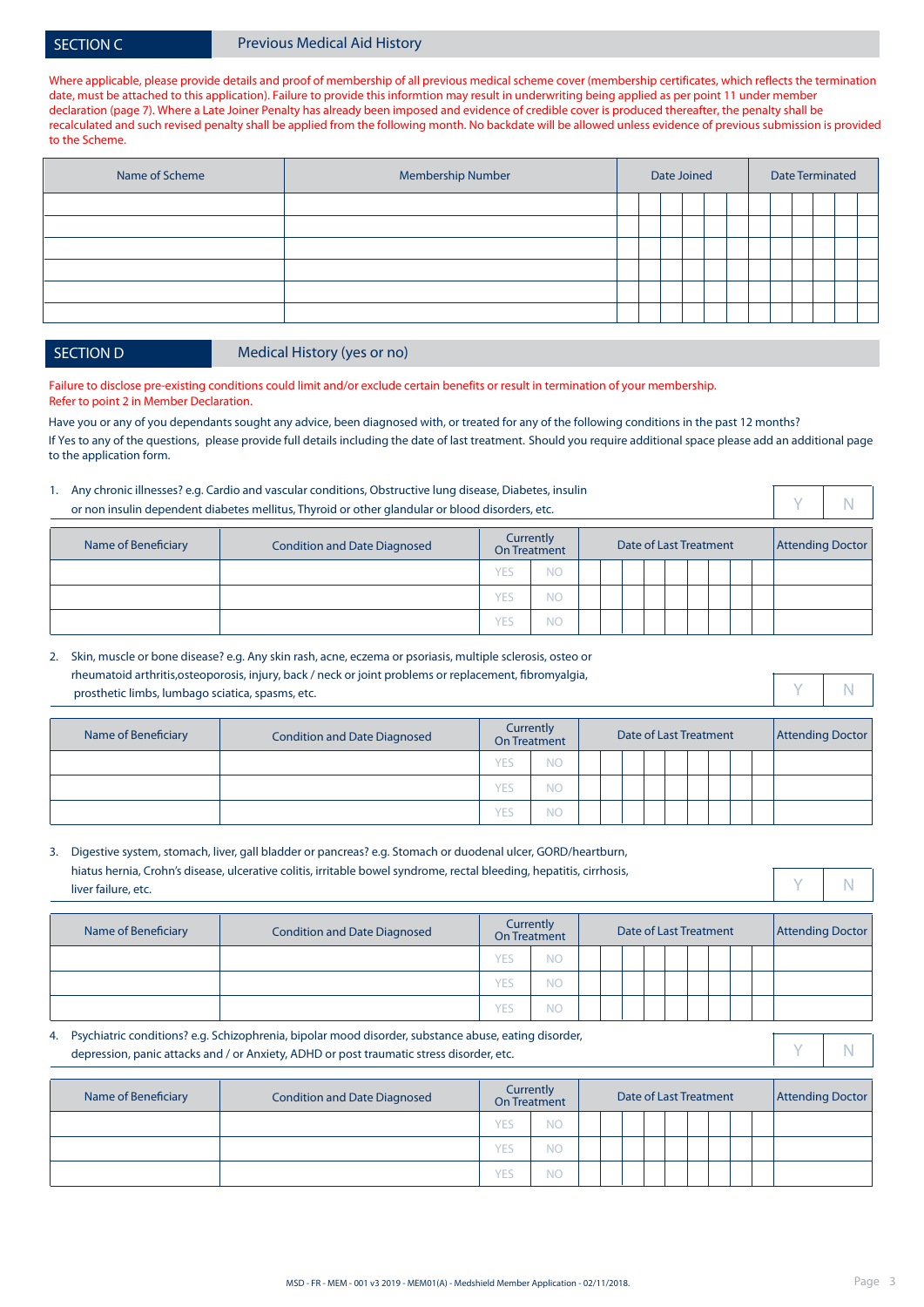## SECTION C Previous Medical Aid History

Where applicable, please provide details and proof of membership of all previous medical scheme cover (membership certificates, which reflects the termination date, must be attached to this application). Failure to provide this informtion may result in underwriting being applied as per point 11 under member declaration (page 7). Where a Late Joiner Penalty has already been imposed and evidence of credible cover is produced thereafter, the penalty shall be recalculated and such revised penalty shall be applied from the following month. No backdate will be allowed unless evidence of previous submission is provided to the Scheme.

| Name of Scheme | Membership Number | Date Joined | Date Terminated |
|---|---|---|---|
| | | | |
| | | | |
| | | | |
| | | | |
| | | | |
| | | | |

## SECTION D Medical History (yes or no)

Failure to disclose pre-existing conditions could limit and/or exclude certain benefits or result in termination of your membership.
Refer to point 2 in Member Declaration.

Have you or any of you dependants sought any advice, been diagnosed with, or treated for any of the following conditions in the past 12 months?
If Yes to any of the questions, please provide full details including the date of last treatment. Should you require additional space please add an additional page to the application form.

1. Any chronic illnesses? e.g. Cardio and vascular conditions, Obstructive lung disease, Diabetes, insulin or non insulin dependent diabetes mellitus, Thyroid or other glandular or blood disorders, etc. Y N

| Name of Beneficiary | Condition and Date Diagnosed | Currently On Treatment | | Date of Last Treatment | Attending Doctor |
|---|---|---|---|---|---|
| | | YES | NO | | |
| | | YES | NO | | |
| | | YES | NO | | |

2. Skin, muscle or bone disease? e.g. Any skin rash, acne, eczema or psoriasis, multiple sclerosis, osteo or rheumatoid arthritis,osteoporosis, injury, back / neck or joint problems or replacement, fibromyalgia, prosthetic limbs, lumbago sciatica, spasms, etc. Y N

| Name of Beneficiary | Condition and Date Diagnosed | Currently On Treatment | | Date of Last Treatment | Attending Doctor |
|---|---|---|---|---|---|
| | | YES | NO | | |
| | | YES | NO | | |
| | | YES | NO | | |

3. Digestive system, stomach, liver, gall bladder or pancreas? e.g. Stomach or duodenal ulcer, GORD/heartburn, hiatus hernia, Crohn's disease, ulcerative colitis, irritable bowel syndrome, rectal bleeding, hepatitis, cirrhosis, liver failure, etc. Y N

| Name of Beneficiary | Condition and Date Diagnosed | Currently On Treatment | | Date of Last Treatment | Attending Doctor |
|---|---|---|---|---|---|
| | | YES | NO | | |
| | | YES | NO | | |
| | | YES | NO | | |

4. Psychiatric conditions? e.g. Schizophrenia, bipolar mood disorder, substance abuse, eating disorder, depression, panic attacks and / or Anxiety, ADHD or post traumatic stress disorder, etc. Y N

| Name of Beneficiary | Condition and Date Diagnosed | Currently On Treatment | | Date of Last Treatment | Attending Doctor |
|---|---|---|---|---|---|
| | | YES | NO | | |
| | | YES | NO | | |
| | | YES | NO | | |

MSD - FR - MEM - 001 v3 2019 - MEM01(A) - Medshield Member Application - 02/11/2018.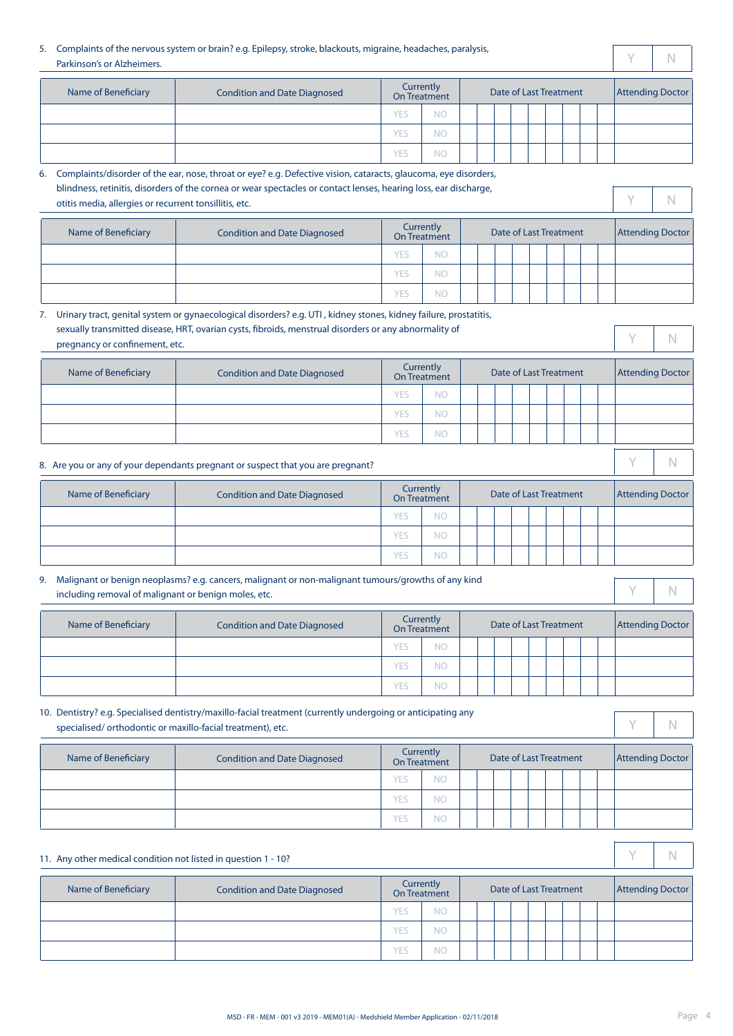5. Complaints of the nervous system or brain? e.g. Epilepsy, stroke, blackouts, migraine, headaches, paralysis, Parkinson's or Alzheimers.

| Y | N |
|---|---|

| Name of Beneficiary | Condition and Date Diagnosed | Currently On Treatment | | Date of Last Treatment | | | | | | | | | Attending Doctor |
|---|---|---|---|---|---|---|---|---|---|---|---|---|---|
| | | YES | NO | | | | | | | | | | |
| | | YES | NO | | | | | | | | | | |
| | | YES | NO | | | | | | | | | | |

6. Complaints/disorder of the ear, nose, throat or eye? e.g. Defective vision, cataracts, glaucoma, eye disorders, blindness, retinitis, disorders of the cornea or wear spectacles or contact lenses, hearing loss, ear discharge, otitis media, allergies or recurrent tonsillitis, etc.

| Y | N |
|---|---|

| Name of Beneficiary | Condition and Date Diagnosed | Currently On Treatment | | Date of Last Treatment | | | | | | | | | Attending Doctor |
|---|---|---|---|---|---|---|---|---|---|---|---|---|---|
| | | YES | NO | | | | | | | | | | |
| | | YES | NO | | | | | | | | | | |
| | | YES | NO | | | | | | | | | | |

7. Urinary tract, genital system or gynaecological disorders? e.g. UTI , kidney stones, kidney failure, prostatitis, sexually transmitted disease, HRT, ovarian cysts, fibroids, menstrual disorders or any abnormality of pregnancy or confinement, etc.

| Y | N |
|---|---|

| Name of Beneficiary | Condition and Date Diagnosed | Currently On Treatment | | Date of Last Treatment | | | | | | | | | Attending Doctor |
|---|---|---|---|---|---|---|---|---|---|---|---|---|---|
| | | YES | NO | | | | | | | | | | |
| | | YES | NO | | | | | | | | | | |
| | | YES | NO | | | | | | | | | | |

8. Are you or any of your dependants pregnant or suspect that you are pregnant?

| Y | N |
|---|---|

| Name of Beneficiary | Condition and Date Diagnosed | Currently On Treatment | | Date of Last Treatment | | | | | | | | | Attending Doctor |
|---|---|---|---|---|---|---|---|---|---|---|---|---|---|
| | | YES | NO | | | | | | | | | | |
| | | YES | NO | | | | | | | | | | |
| | | YES | NO | | | | | | | | | | |

9. Malignant or benign neoplasms? e.g. cancers, malignant or non-malignant tumours/growths of any kind including removal of malignant or benign moles, etc.

| Y | N |
|---|---|

| Name of Beneficiary | Condition and Date Diagnosed | Currently On Treatment | | Date of Last Treatment | | | | | | | | | Attending Doctor |
|---|---|---|---|---|---|---|---|---|---|---|---|---|---|
| | | YES | NO | | | | | | | | | | |
| | | YES | NO | | | | | | | | | | |
| | | YES | NO | | | | | | | | | | |

10. Dentistry? e.g. Specialised dentistry/maxillo-facial treatment (currently undergoing or anticipating any specialised/ orthodontic or maxillo-facial treatment), etc.

| Y | N |
|---|---|

| Name of Beneficiary | Condition and Date Diagnosed | Currently On Treatment | | Date of Last Treatment | | | | | | | | | Attending Doctor |
|---|---|---|---|---|---|---|---|---|---|---|---|---|---|
| | | YES | NO | | | | | | | | | | |
| | | YES | NO | | | | | | | | | | |
| | | YES | NO | | | | | | | | | | |

11. Any other medical condition not listed in question 1 - 10?

| Y | N |
|---|---|

| Name of Beneficiary | Condition and Date Diagnosed | Currently On Treatment | | Date of Last Treatment | | | | | | | | | Attending Doctor |
|---|---|---|---|---|---|---|---|---|---|---|---|---|---|
| | | YES | NO | | | | | | | | | | |
| | | YES | NO | | | | | | | | | | |
| | | YES | NO | | | | | | | | | | |

MSD - FR - MEM - 001 v3 2019 - MEM01(A) - Medshield Member Application - 02/11/2018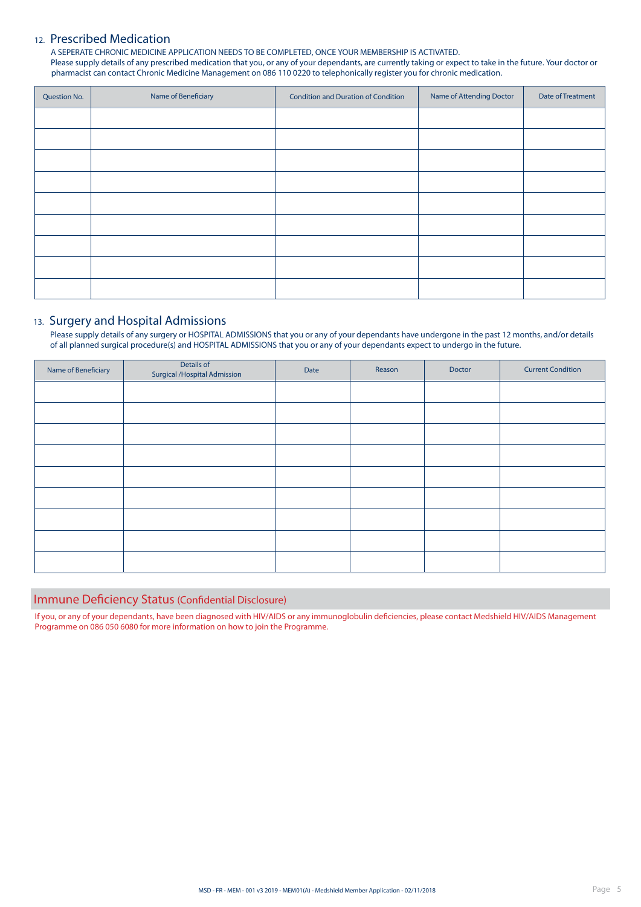## 12. Prescribed Medication

A SEPERATE CHRONIC MEDICINE APPLICATION NEEDS TO BE COMPLETED, ONCE YOUR MEMBERSHIP IS ACTIVATED.
Please supply details of any prescribed medication that you, or any of your dependants, are currently taking or expect to take in the future. Your doctor or pharmacist can contact Chronic Medicine Management on 086 110 0220 to telephonically register you for chronic medication.

| Question No. | Name of Beneficiary | Condition and Duration of Condition | Name of Attending Doctor | Date of Treatment |
|---|---|---|---|---|
| | | | | |
| | | | | |
| | | | | |
| | | | | |
| | | | | |
| | | | | |
| | | | | |
| | | | | |
| | | | | |

## 13. Surgery and Hospital Admissions

Please supply details of any surgery or HOSPITAL ADMISSIONS that you or any of your dependants have undergone in the past 12 months, and/or details of all planned surgical procedure(s) and HOSPITAL ADMISSIONS that you or any of your dependants expect to undergo in the future.

| Name of Beneficiary | Details of Surgical /Hospital Admission | Date | Reason | Doctor | Current Condition |
|---|---|---|---|---|---|
| | | | | | |
| | | | | | |
| | | | | | |
| | | | | | |
| | | | | | |
| | | | | | |
| | | | | | |
| | | | | | |
| | | | | | |

## Immune Deficiency Status (Confidential Disclosure)

If you, or any of your dependants, have been diagnosed with HIV/AIDS or any immunoglobulin deficiencies, please contact Medshield HIV/AIDS Management Programme on 086 050 6080 for more information on how to join the Programme.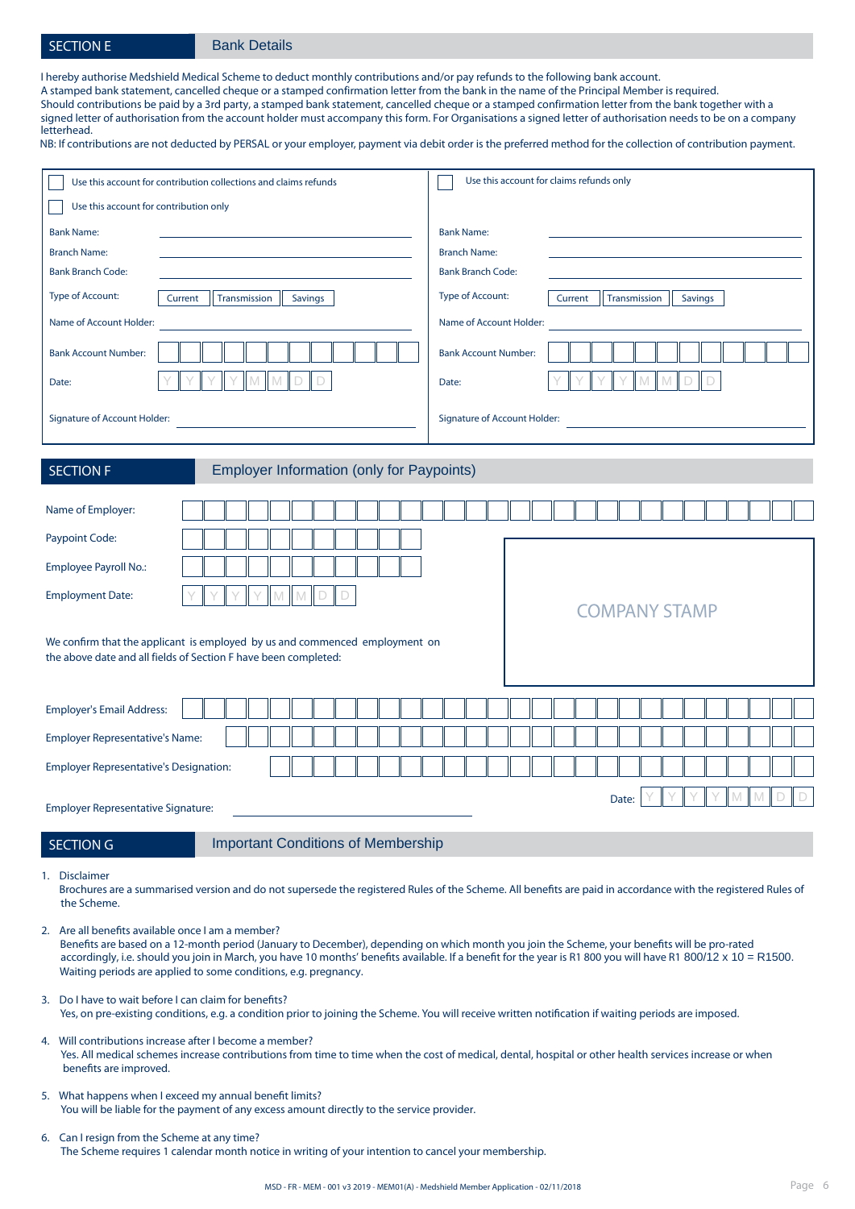## SECTION E Bank Details

I hereby authorise Medshield Medical Scheme to deduct monthly contributions and/or pay refunds to the following bank account.
A stamped bank statement, cancelled cheque or a stamped confirmation letter from the bank in the name of the Principal Member is required.
Should contributions be paid by a 3rd party, a stamped bank statement, cancelled cheque or a stamped confirmation letter from the bank together with a signed letter of authorisation from the account holder must accompany this form. For Organisations a signed letter of authorisation needs to be on a company letterhead.
NB: If contributions are not deducted by PERSAL or your employer, payment via debit order is the preferred method for the collection of contribution payment.

| ☐ Use this account for contribution collections and claims refunds<br>☐ Use this account for contribution only | ☐ Use this account for claims refunds only |
|---|---|
| Bank Name: | Bank Name: |
| Branch Name: | Branch Name: |
| Bank Branch Code: | Bank Branch Code: |
| Type of Account: ☐ Current ☐ Transmission ☐ Savings | Type of Account: ☐ Current ☐ Transmission ☐ Savings |
| Name of Account Holder: | Name of Account Holder: |
| Bank Account Number: | Bank Account Number: |
| Date: Y Y Y Y M M D D | Date: Y Y Y Y M M D D |
| Signature of Account Holder: | Signature of Account Holder: |

## SECTION F Employer Information (only for Paypoints)

Name of Employer:

Paypoint Code:

Employee Payroll No.:

Employment Date: Y Y Y Y M M D D

COMPANY STAMP

We confirm that the applicant is employed by us and commenced employment on the above date and all fields of Section F have been completed:

Employer's Email Address:

Employer Representative's Name:

Employer Representative's Designation:

Employer Representative Signature: ____________________ Date: Y Y Y Y M M D D

## SECTION G Important Conditions of Membership

1. Disclaimer
   Brochures are a summarised version and do not supersede the registered Rules of the Scheme. All benefits are paid in accordance with the registered Rules of the Scheme.

2. Are all benefits available once I am a member?
   Benefits are based on a 12-month period (January to December), depending on which month you join the Scheme, your benefits will be pro-rated accordingly, i.e. should you join in March, you have 10 months' benefits available. If a benefit for the year is R1 800 you will have R1 800/12 x 10 = R1500. Waiting periods are applied to some conditions, e.g. pregnancy.

3. Do I have to wait before I can claim for benefits?
   Yes, on pre-existing conditions, e.g. a condition prior to joining the Scheme. You will receive written notification if waiting periods are imposed.

4. Will contributions increase after I become a member?
   Yes. All medical schemes increase contributions from time to time when the cost of medical, dental, hospital or other health services increase or when benefits are improved.

5. What happens when I exceed my annual benefit limits?
   You will be liable for the payment of any excess amount directly to the service provider.

6. Can I resign from the Scheme at any time?
   The Scheme requires 1 calendar month notice in writing of your intention to cancel your membership.

MSD - FR - MEM - 001 v3 2019 - MEM01(A) - Medshield Member Application - 02/11/2018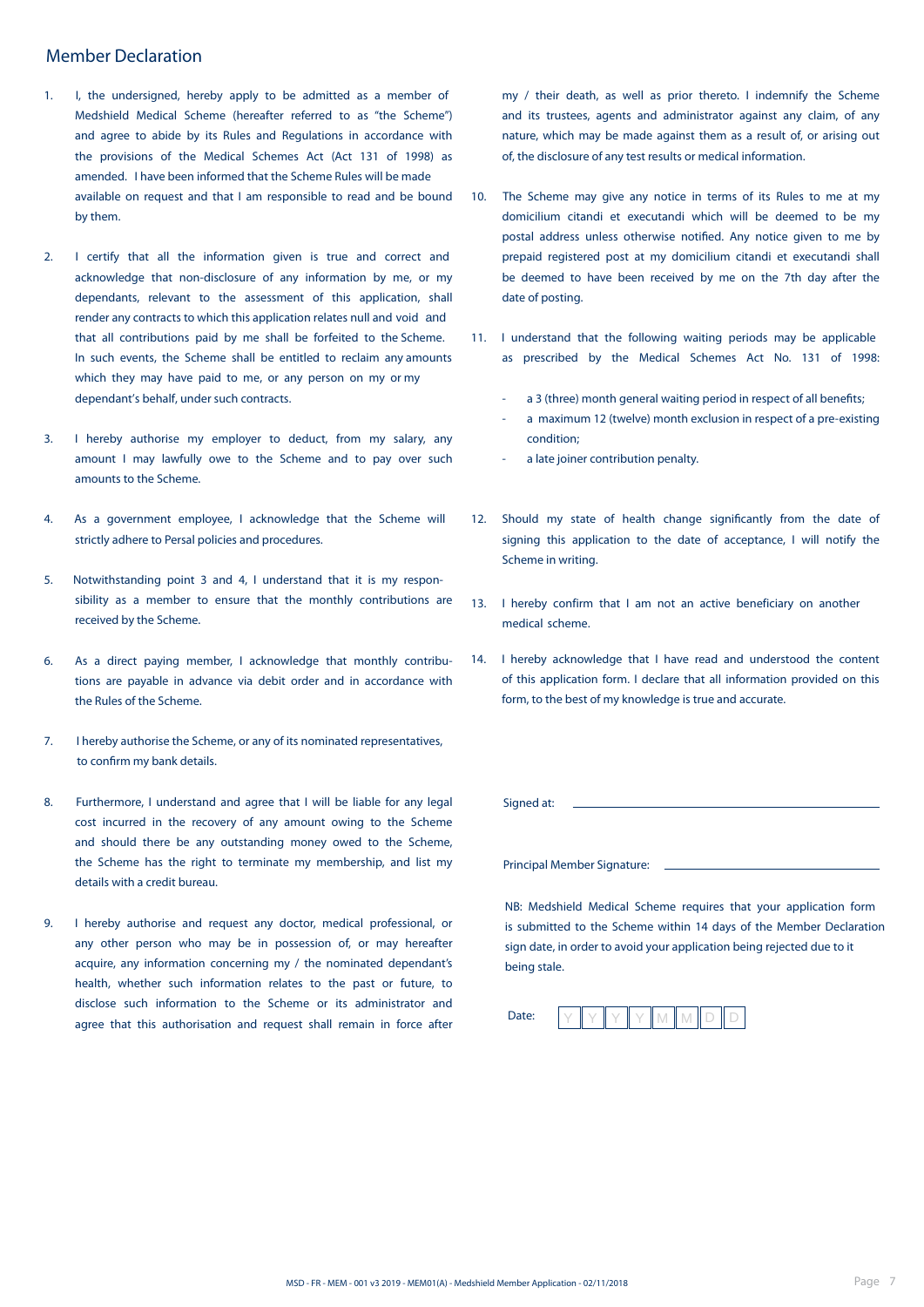## Member Declaration

1. I, the undersigned, hereby apply to be admitted as a member of Medshield Medical Scheme (hereafter referred to as "the Scheme") and agree to abide by its Rules and Regulations in accordance with the provisions of the Medical Schemes Act (Act 131 of 1998) as amended. I have been informed that the Scheme Rules will be made available on request and that I am responsible to read and be bound by them.

2. I certify that all the information given is true and correct and acknowledge that non-disclosure of any information by me, or my dependants, relevant to the assessment of this application, shall render any contracts to which this application relates null and void and that all contributions paid by me shall be forfeited to the Scheme. In such events, the Scheme shall be entitled to reclaim any amounts which they may have paid to me, or any person on my or my dependant's behalf, under such contracts.

3. I hereby authorise my employer to deduct, from my salary, any amount I may lawfully owe to the Scheme and to pay over such amounts to the Scheme.

4. As a government employee, I acknowledge that the Scheme will strictly adhere to Persal policies and procedures.

5. Notwithstanding point 3 and 4, I understand that it is my responsibility as a member to ensure that the monthly contributions are received by the Scheme.

6. As a direct paying member, I acknowledge that monthly contributions are payable in advance via debit order and in accordance with the Rules of the Scheme.

7. I hereby authorise the Scheme, or any of its nominated representatives, to confirm my bank details.

8. Furthermore, I understand and agree that I will be liable for any legal cost incurred in the recovery of any amount owing to the Scheme and should there be any outstanding money owed to the Scheme, the Scheme has the right to terminate my membership, and list my details with a credit bureau.

9. I hereby authorise and request any doctor, medical professional, or any other person who may be in possession of, or may hereafter acquire, any information concerning my / the nominated dependant's health, whether such information relates to the past or future, to disclose such information to the Scheme or its administrator and agree that this authorisation and request shall remain in force after my / their death, as well as prior thereto. I indemnify the Scheme and its trustees, agents and administrator against any claim, of any nature, which may be made against them as a result of, or arising out of, the disclosure of any test results or medical information.

10. The Scheme may give any notice in terms of its Rules to me at my domicilium citandi et executandi which will be deemed to be my postal address unless otherwise notified. Any notice given to me by prepaid registered post at my domicilium citandi et executandi shall be deemed to have been received by me on the 7th day after the date of posting.

11. I understand that the following waiting periods may be applicable as prescribed by the Medical Schemes Act No. 131 of 1998:
    - a 3 (three) month general waiting period in respect of all benefits;
    - a maximum 12 (twelve) month exclusion in respect of a pre-existing condition;
    - a late joiner contribution penalty.

12. Should my state of health change significantly from the date of signing this application to the date of acceptance, I will notify the Scheme in writing.

13. I hereby confirm that I am not an active beneficiary on another medical scheme.

14. I hereby acknowledge that I have read and understood the content of this application form. I declare that all information provided on this form, to the best of my knowledge is true and accurate.

Signed at: ______________________________

Principal Member Signature: ______________________________

NB: Medshield Medical Scheme requires that your application form is submitted to the Scheme within 14 days of the Member Declaration sign date, in order to avoid your application being rejected due to it being stale.

Date: | Y | Y | Y | Y | M | M | D | D |

MSD - FR - MEM - 001 v3 2019 - MEM01(A) - Medshield Member Application - 02/11/2018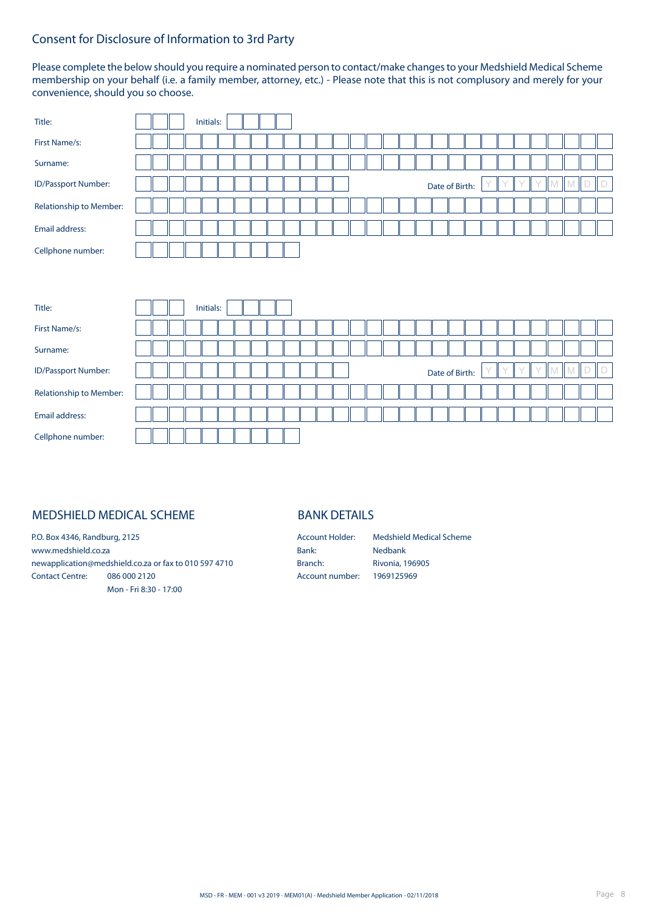## Consent for Disclosure of Information to 3rd Party

Please complete the below should you require a nominated person to contact/make changes to your Medshield Medical Scheme membership on your behalf (i.e. a family member, attorney, etc.) - Please note that this is not complusory and merely for your convenience, should you so choose.

Title: Initials:

First Name/s:

Surname:

ID/Passport Number: Date of Birth: Y Y Y Y M M D D

Relationship to Member:

Email address:

Cellphone number:

Title: Initials:

First Name/s:

Surname:

ID/Passport Number: Date of Birth: Y Y Y Y M M D D

Relationship to Member:

Email address:

Cellphone number:

### MEDSHIELD MEDICAL SCHEME

P.O. Box 4346, Randburg, 2125
www.medshield.co.za
newapplication@medshield.co.za or fax to 010 597 4710
Contact Centre: 086 000 2120
Mon - Fri 8:30 - 17:00

### BANK DETAILS

| | |
|---|---|
| Account Holder: | Medshield Medical Scheme |
| Bank: | Nedbank |
| Branch: | Rivonia, 196905 |
| Account number: | 1969125969 |

MSD - FR - MEM - 001 v3 2019 - MEM01(A) - Medshield Member Application - 02/11/2018